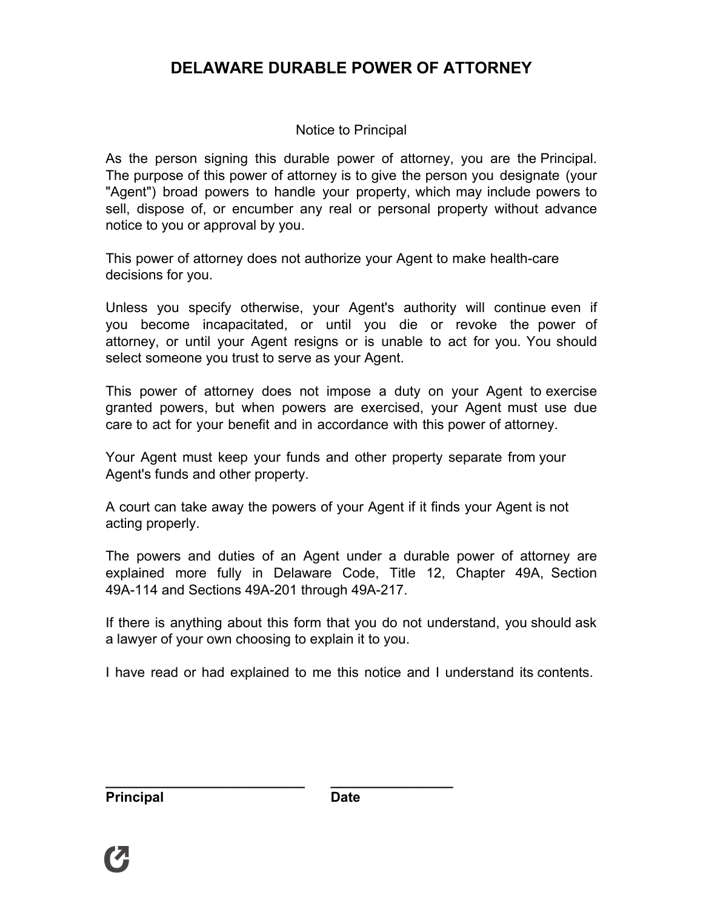# DELAWARE DURABLE POWER OF ATTORNEY

Notice to Principal

As the person signing this durable power of attorney, you are the Principal. The purpose of this power of attorney is to give the person you designate (your "Agent") broad powers to handle your property, which may include powers to sell, dispose of, or encumber any real or personal property without advance notice to you or approval by you.

This power of attorney does not authorize your Agent to make health-care decisions for you.

Unless you specify otherwise, your Agent's authority will continue even if you become incapacitated, or until you die or revoke the power of attorney, or until your Agent resigns or is unable to act for you. You should select someone you trust to serve as your Agent.

This power of attorney does not impose a duty on your Agent to exercise granted powers, but when powers are exercised, your Agent must use due care to act for your benefit and in accordance with this power of attorney.

Your Agent must keep your funds and other property separate from your Agent's funds and other property.

A court can take away the powers of your Agent if it finds your Agent is not acting properly.

The powers and duties of an Agent under a durable power of attorney are explained more fully in Delaware Code, Title 12, Chapter 49A, Section 49A-114 and Sections 49A-201 through 49A-217.

If there is anything about this form that you do not understand, you should ask a lawyer of your own choosing to explain it to you.

I have read or had explained to me this notice and I understand its contents.

_____________________________ &nbsp;&nbsp;&nbsp; ________________

**Principal** &nbsp;&nbsp;&nbsp;&nbsp;&nbsp;&nbsp;&nbsp;&nbsp;&nbsp;&nbsp;&nbsp;&nbsp;&nbsp;&nbsp;&nbsp;&nbsp;&nbsp;&nbsp;&nbsp;&nbsp;&nbsp;&nbsp;&nbsp;&nbsp; **Date**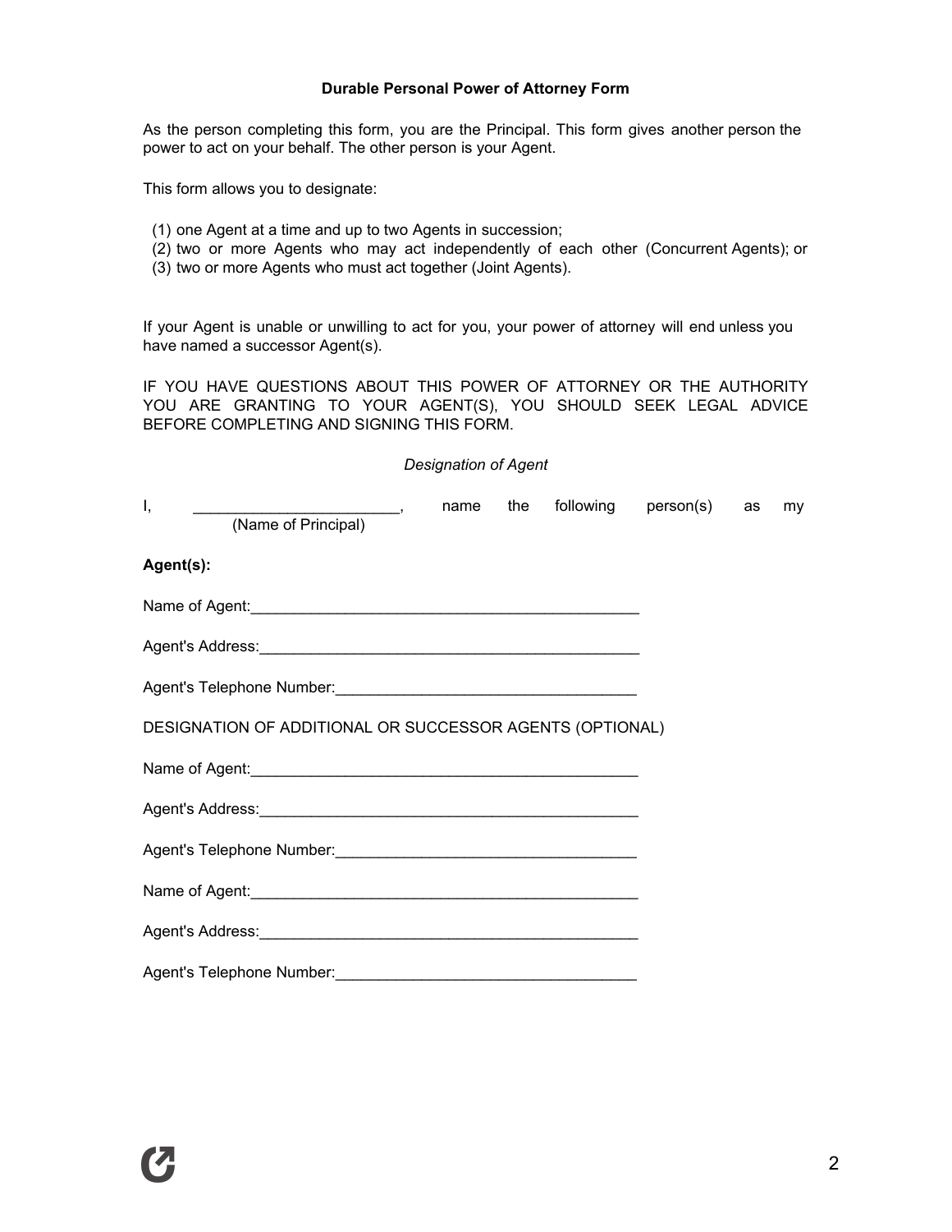## Durable Personal Power of Attorney Form

As the person completing this form, you are the Principal. This form gives another person the power to act on your behalf. The other person is your Agent.

This form allows you to designate:

(1) one Agent at a time and up to two Agents in succession;
(2) two or more Agents who may act independently of each other (Concurrent Agents); or
(3) two or more Agents who must act together (Joint Agents).

If your Agent is unable or unwilling to act for you, your power of attorney will end unless you have named a successor Agent(s).

IF YOU HAVE QUESTIONS ABOUT THIS POWER OF ATTORNEY OR THE AUTHORITY YOU ARE GRANTING TO YOUR AGENT(S), YOU SHOULD SEEK LEGAL ADVICE BEFORE COMPLETING AND SIGNING THIS FORM.

*Designation of Agent*

I, ________________________, name the following person(s) as my
(Name of Principal)

**Agent(s):**

Name of Agent:_______________________________________________

Agent's Address:_____________________________________________

Agent's Telephone Number:___________________________________

DESIGNATION OF ADDITIONAL OR SUCCESSOR AGENTS (OPTIONAL)

Name of Agent:_______________________________________________

Agent's Address:_____________________________________________

Agent's Telephone Number:___________________________________

Name of Agent:_______________________________________________

Agent's Address:_____________________________________________

Agent's Telephone Number:___________________________________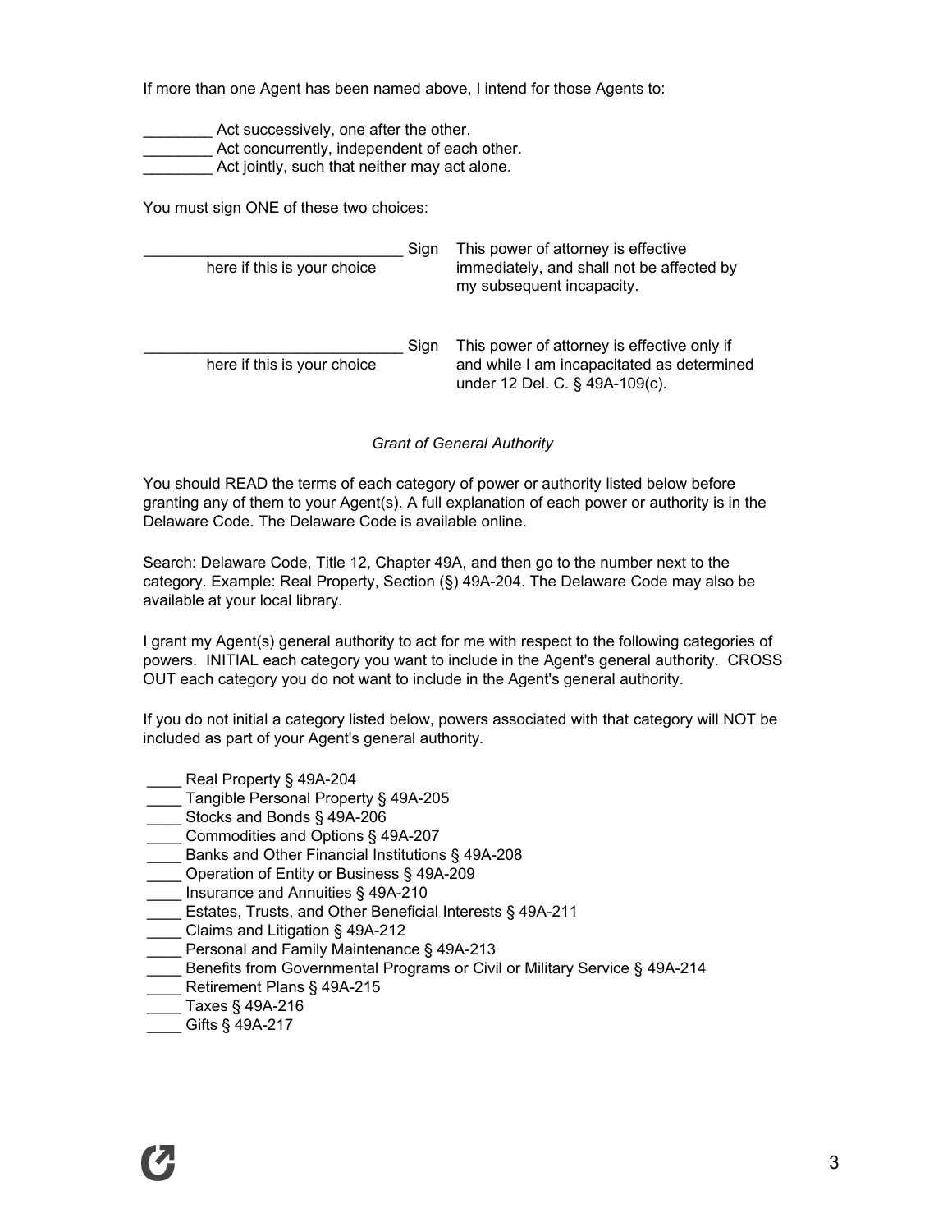If more than one Agent has been named above, I intend for those Agents to:

________ Act successively, one after the other.
________ Act concurrently, independent of each other.
________ Act jointly, such that neither may act alone.

You must sign ONE of these two choices:

______________________________ Sign here if this is your choice — This power of attorney is effective immediately, and shall not be affected by my subsequent incapacity.

______________________________ Sign here if this is your choice — This power of attorney is effective only if and while I am incapacitated as determined under 12 Del. C. § 49A-109(c).

*Grant of General Authority*

You should READ the terms of each category of power or authority listed below before granting any of them to your Agent(s). A full explanation of each power or authority is in the Delaware Code. The Delaware Code is available online.

Search: Delaware Code, Title 12, Chapter 49A, and then go to the number next to the category. Example: Real Property, Section (§) 49A-204. The Delaware Code may also be available at your local library.

I grant my Agent(s) general authority to act for me with respect to the following categories of powers. INITIAL each category you want to include in the Agent's general authority. CROSS OUT each category you do not want to include in the Agent's general authority.

If you do not initial a category listed below, powers associated with that category will NOT be included as part of your Agent's general authority.

____ Real Property § 49A-204
____ Tangible Personal Property § 49A-205
____ Stocks and Bonds § 49A-206
____ Commodities and Options § 49A-207
____ Banks and Other Financial Institutions § 49A-208
____ Operation of Entity or Business § 49A-209
____ Insurance and Annuities § 49A-210
____ Estates, Trusts, and Other Beneficial Interests § 49A-211
____ Claims and Litigation § 49A-212
____ Personal and Family Maintenance § 49A-213
____ Benefits from Governmental Programs or Civil or Military Service § 49A-214
____ Retirement Plans § 49A-215
____ Taxes § 49A-216
____ Gifts § 49A-217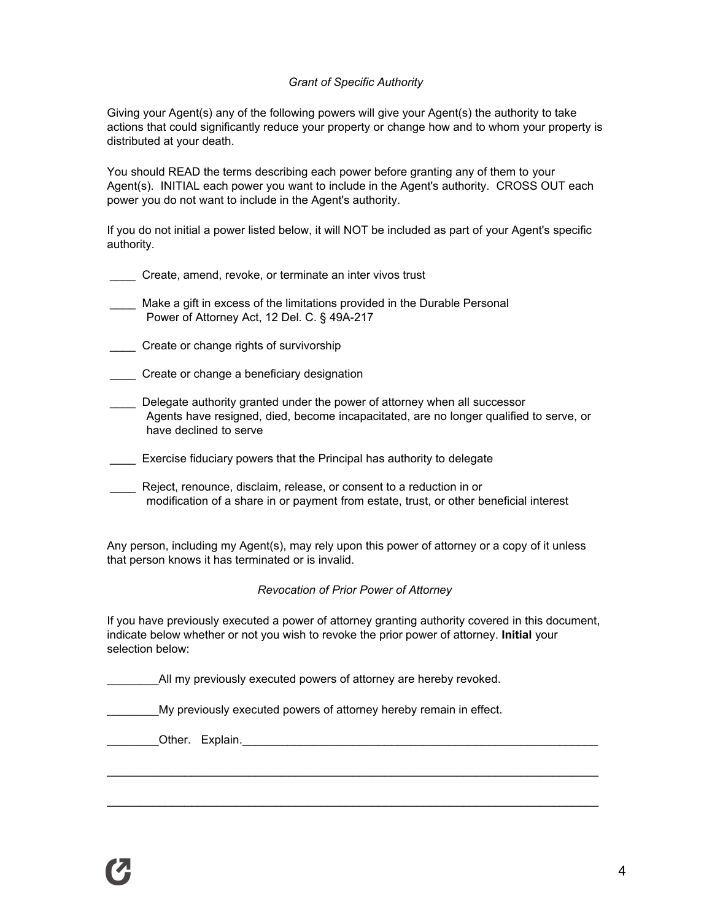*Grant of Specific Authority*

Giving your Agent(s) any of the following powers will give your Agent(s) the authority to take actions that could significantly reduce your property or change how and to whom your property is distributed at your death.

You should READ the terms describing each power before granting any of them to your Agent(s). INITIAL each power you want to include in the Agent's authority. CROSS OUT each power you do not want to include in the Agent's authority.

If you do not initial a power listed below, it will NOT be included as part of your Agent's specific authority.

____ Create, amend, revoke, or terminate an inter vivos trust

____ Make a gift in excess of the limitations provided in the Durable Personal Power of Attorney Act, 12 Del. C. § 49A-217

____ Create or change rights of survivorship

____ Create or change a beneficiary designation

____ Delegate authority granted under the power of attorney when all successor Agents have resigned, died, become incapacitated, are no longer qualified to serve, or have declined to serve

____ Exercise fiduciary powers that the Principal has authority to delegate

____ Reject, renounce, disclaim, release, or consent to a reduction in or modification of a share in or payment from estate, trust, or other beneficial interest

Any person, including my Agent(s), may rely upon this power of attorney or a copy of it unless that person knows it has terminated or is invalid.

*Revocation of Prior Power of Attorney*

If you have previously executed a power of attorney granting authority covered in this document, indicate below whether or not you wish to revoke the prior power of attorney. **Initial** your selection below:

________All my previously executed powers of attorney are hereby revoked.

________My previously executed powers of attorney hereby remain in effect.

________Other. Explain.________________________________________________________

______________________________________________________________________________

______________________________________________________________________________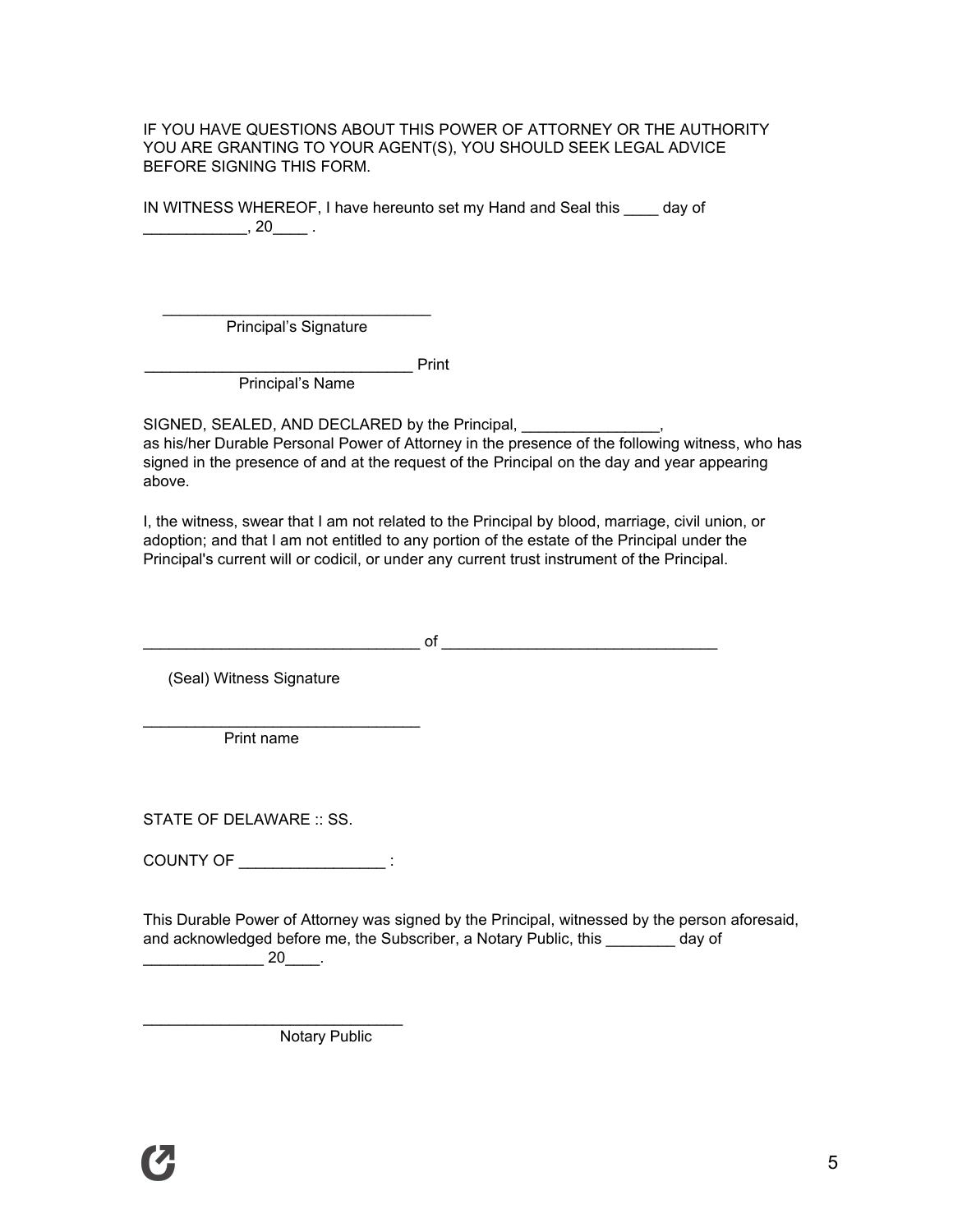IF YOU HAVE QUESTIONS ABOUT THIS POWER OF ATTORNEY OR THE AUTHORITY YOU ARE GRANTING TO YOUR AGENT(S), YOU SHOULD SEEK LEGAL ADVICE BEFORE SIGNING THIS FORM.

IN WITNESS WHEREOF, I have hereunto set my Hand and Seal this ____ day of ____________, 20____ .

________________________________
Principal's Signature

________________________________ Print
Principal's Name

SIGNED, SEALED, AND DECLARED by the Principal, ________________, as his/her Durable Personal Power of Attorney in the presence of the following witness, who has signed in the presence of and at the request of the Principal on the day and year appearing above.

I, the witness, swear that I am not related to the Principal by blood, marriage, civil union, or adoption; and that I am not entitled to any portion of the estate of the Principal under the Principal's current will or codicil, or under any current trust instrument of the Principal.

________________________________ of ________________________________

(Seal) Witness Signature

________________________________
Print name

STATE OF DELAWARE :: SS.

COUNTY OF _________________ :

This Durable Power of Attorney was signed by the Principal, witnessed by the person aforesaid, and acknowledged before me, the Subscriber, a Notary Public, this ________ day of ______________ 20____.

________________________________
Notary Public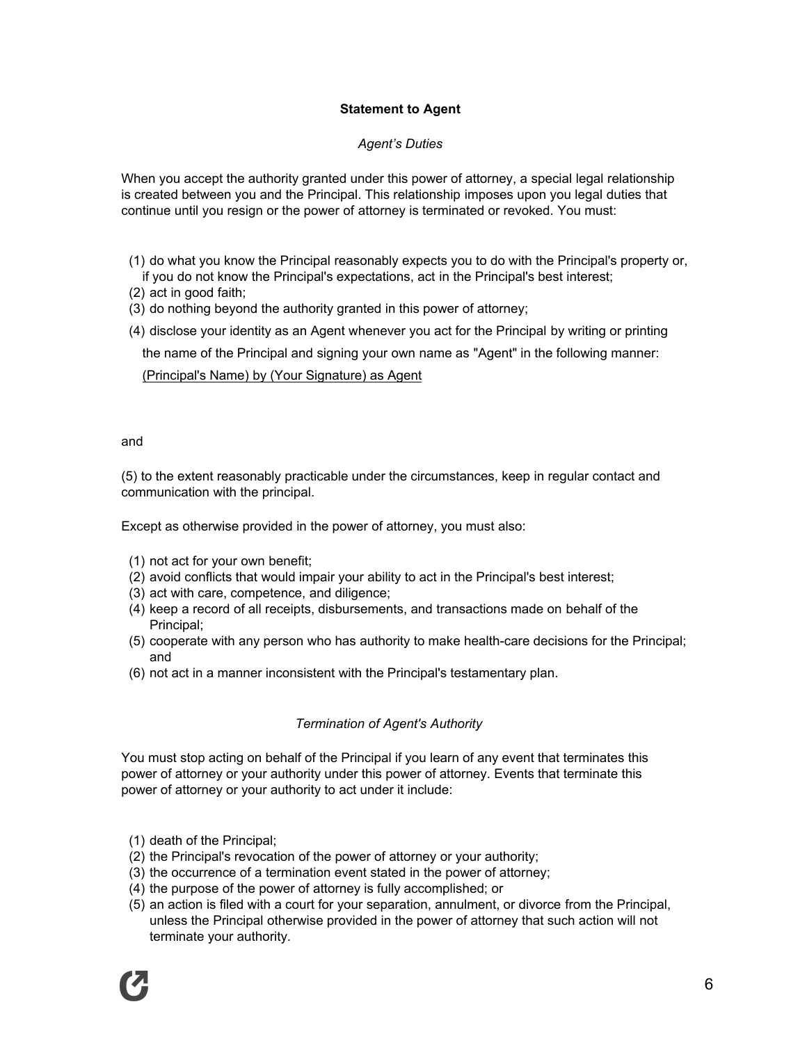## Statement to Agent

*Agent's Duties*

When you accept the authority granted under this power of attorney, a special legal relationship is created between you and the Principal. This relationship imposes upon you legal duties that continue until you resign or the power of attorney is terminated or revoked. You must:

(1) do what you know the Principal reasonably expects you to do with the Principal's property or, if you do not know the Principal's expectations, act in the Principal's best interest;
(2) act in good faith;
(3) do nothing beyond the authority granted in this power of attorney;
(4) disclose your identity as an Agent whenever you act for the Principal by writing or printing the name of the Principal and signing your own name as "Agent" in the following manner: <u>(Principal's Name) by (Your Signature) as Agent</u>

and

(5) to the extent reasonably practicable under the circumstances, keep in regular contact and communication with the principal.

Except as otherwise provided in the power of attorney, you must also:

(1) not act for your own benefit;
(2) avoid conflicts that would impair your ability to act in the Principal's best interest;
(3) act with care, competence, and diligence;
(4) keep a record of all receipts, disbursements, and transactions made on behalf of the Principal;
(5) cooperate with any person who has authority to make health-care decisions for the Principal; and
(6) not act in a manner inconsistent with the Principal's testamentary plan.

*Termination of Agent's Authority*

You must stop acting on behalf of the Principal if you learn of any event that terminates this power of attorney or your authority under this power of attorney. Events that terminate this power of attorney or your authority to act under it include:

(1) death of the Principal;
(2) the Principal's revocation of the power of attorney or your authority;
(3) the occurrence of a termination event stated in the power of attorney;
(4) the purpose of the power of attorney is fully accomplished; or
(5) an action is filed with a court for your separation, annulment, or divorce from the Principal, unless the Principal otherwise provided in the power of attorney that such action will not terminate your authority.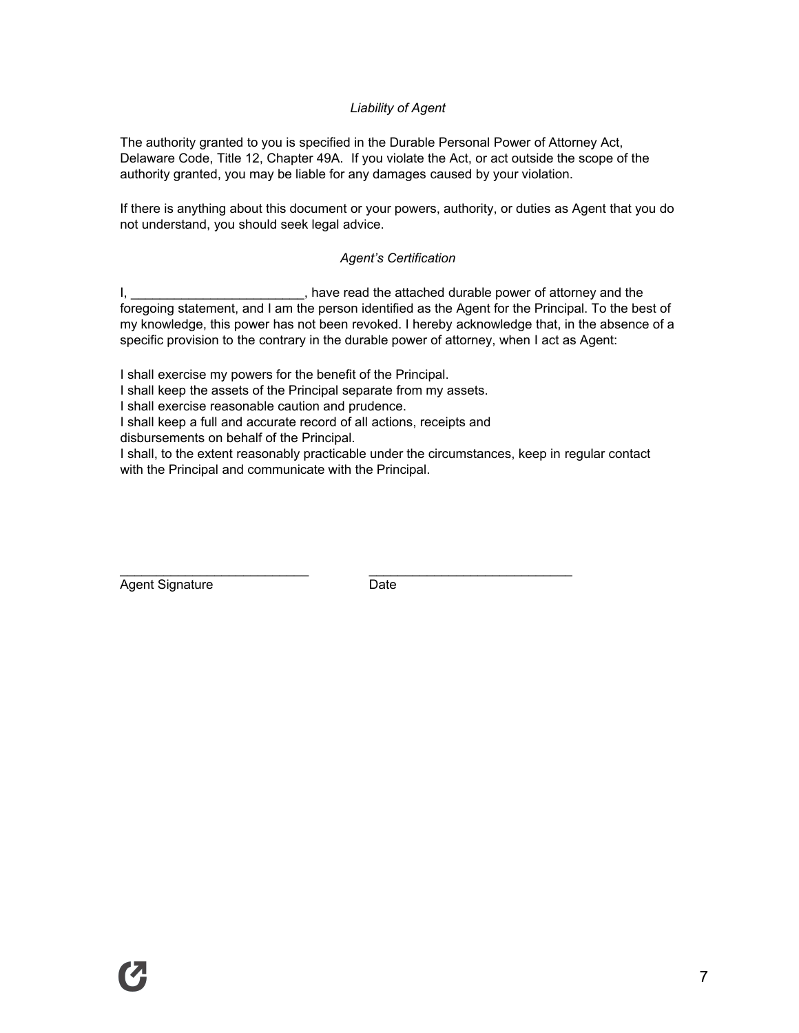*Liability of Agent*

The authority granted to you is specified in the Durable Personal Power of Attorney Act, Delaware Code, Title 12, Chapter 49A. If you violate the Act, or act outside the scope of the authority granted, you may be liable for any damages caused by your violation.

If there is anything about this document or your powers, authority, or duties as Agent that you do not understand, you should seek legal advice.

*Agent's Certification*

I, ________________________, have read the attached durable power of attorney and the foregoing statement, and I am the person identified as the Agent for the Principal. To the best of my knowledge, this power has not been revoked. I hereby acknowledge that, in the absence of a specific provision to the contrary in the durable power of attorney, when I act as Agent:

I shall exercise my powers for the benefit of the Principal.
I shall keep the assets of the Principal separate from my assets.
I shall exercise reasonable caution and prudence.
I shall keep a full and accurate record of all actions, receipts and disbursements on behalf of the Principal.
I shall, to the extent reasonably practicable under the circumstances, keep in regular contact with the Principal and communicate with the Principal.

__________________________ ____________________________
Agent Signature Date